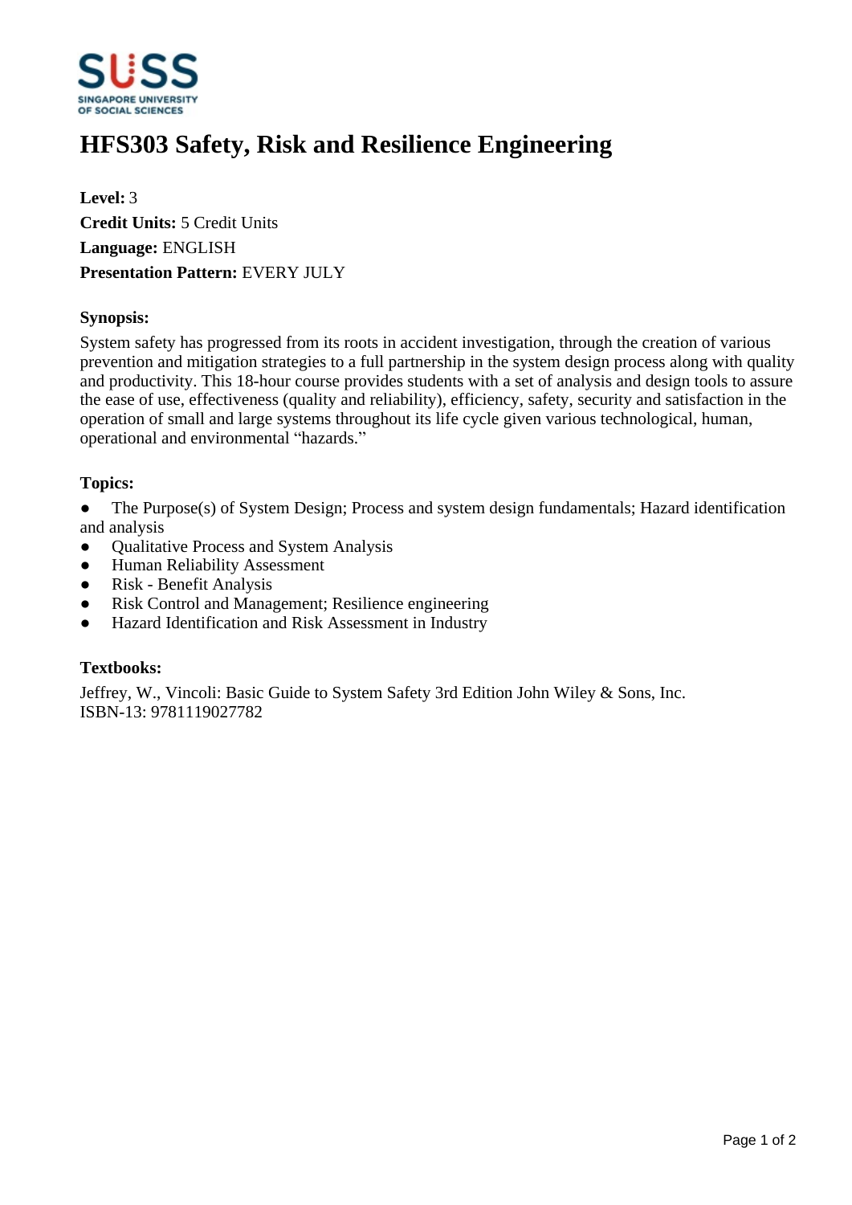# HFS303 Safety, Risk and Resilience Engineering

**Level:** 3
**Credit Units:** 5 Credit Units
**Language:** ENGLISH
**Presentation Pattern:** EVERY JULY

### Synopsis:

System safety has progressed from its roots in accident investigation, through the creation of various prevention and mitigation strategies to a full partnership in the system design process along with quality and productivity. This 18-hour course provides students with a set of analysis and design tools to assure the ease of use, effectiveness (quality and reliability), efficiency, safety, security and satisfaction in the operation of small and large systems throughout its life cycle given various technological, human, operational and environmental "hazards."

### Topics:

- The Purpose(s) of System Design; Process and system design fundamentals; Hazard identification and analysis
- Qualitative Process and System Analysis
- Human Reliability Assessment
- Risk - Benefit Analysis
- Risk Control and Management; Resilience engineering
- Hazard Identification and Risk Assessment in Industry

### Textbooks:

Jeffrey, W., Vincoli: Basic Guide to System Safety 3rd Edition John Wiley & Sons, Inc.
ISBN-13: 9781119027782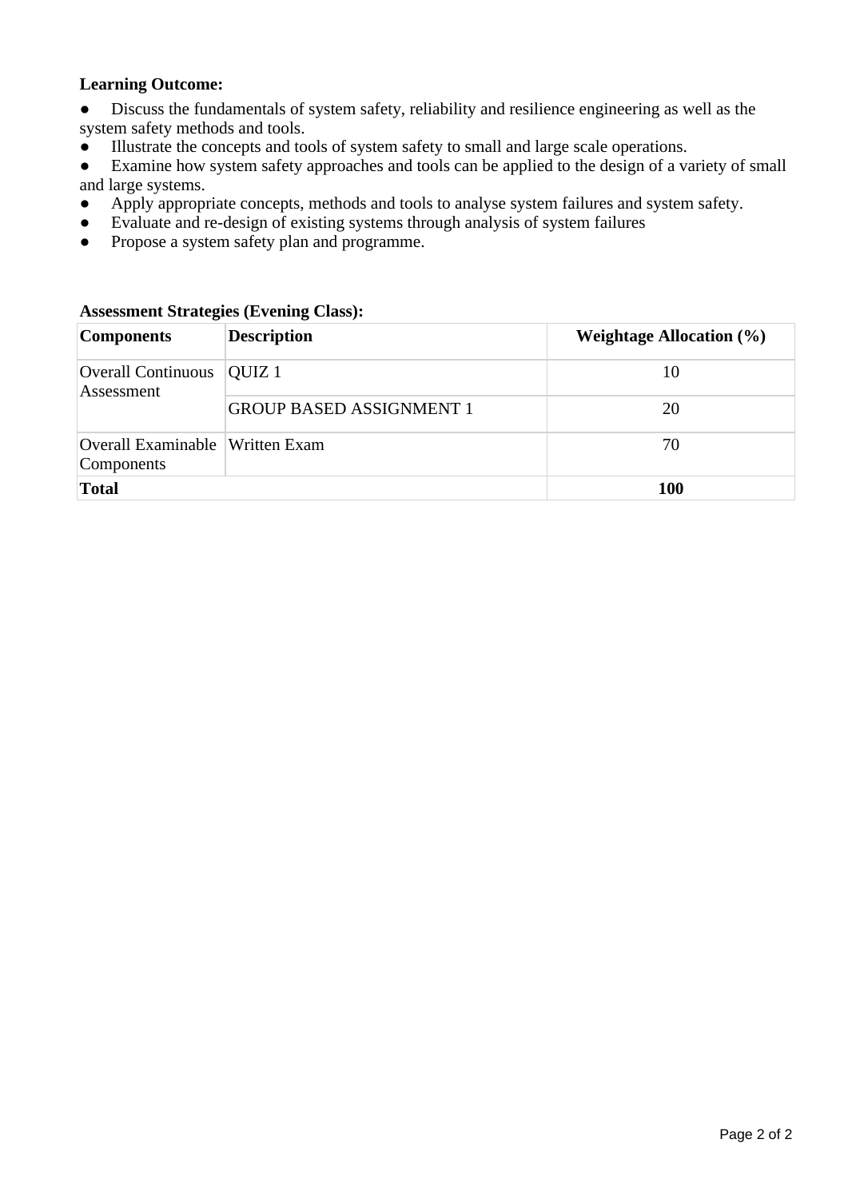**Learning Outcome:**

- Discuss the fundamentals of system safety, reliability and resilience engineering as well as the system safety methods and tools.
- Illustrate the concepts and tools of system safety to small and large scale operations.
- Examine how system safety approaches and tools can be applied to the design of a variety of small and large systems.
- Apply appropriate concepts, methods and tools to analyse system failures and system safety.
- Evaluate and re-design of existing systems through analysis of system failures
- Propose a system safety plan and programme.

**Assessment Strategies (Evening Class):**

| **Components** | **Description** | **Weightage Allocation (%)** |
|---|---|---|
| Overall Continuous Assessment | QUIZ 1 | 10 |
| | GROUP BASED ASSIGNMENT 1 | 20 |
| Overall Examinable Components | Written Exam | 70 |
| **Total** | | **100** |